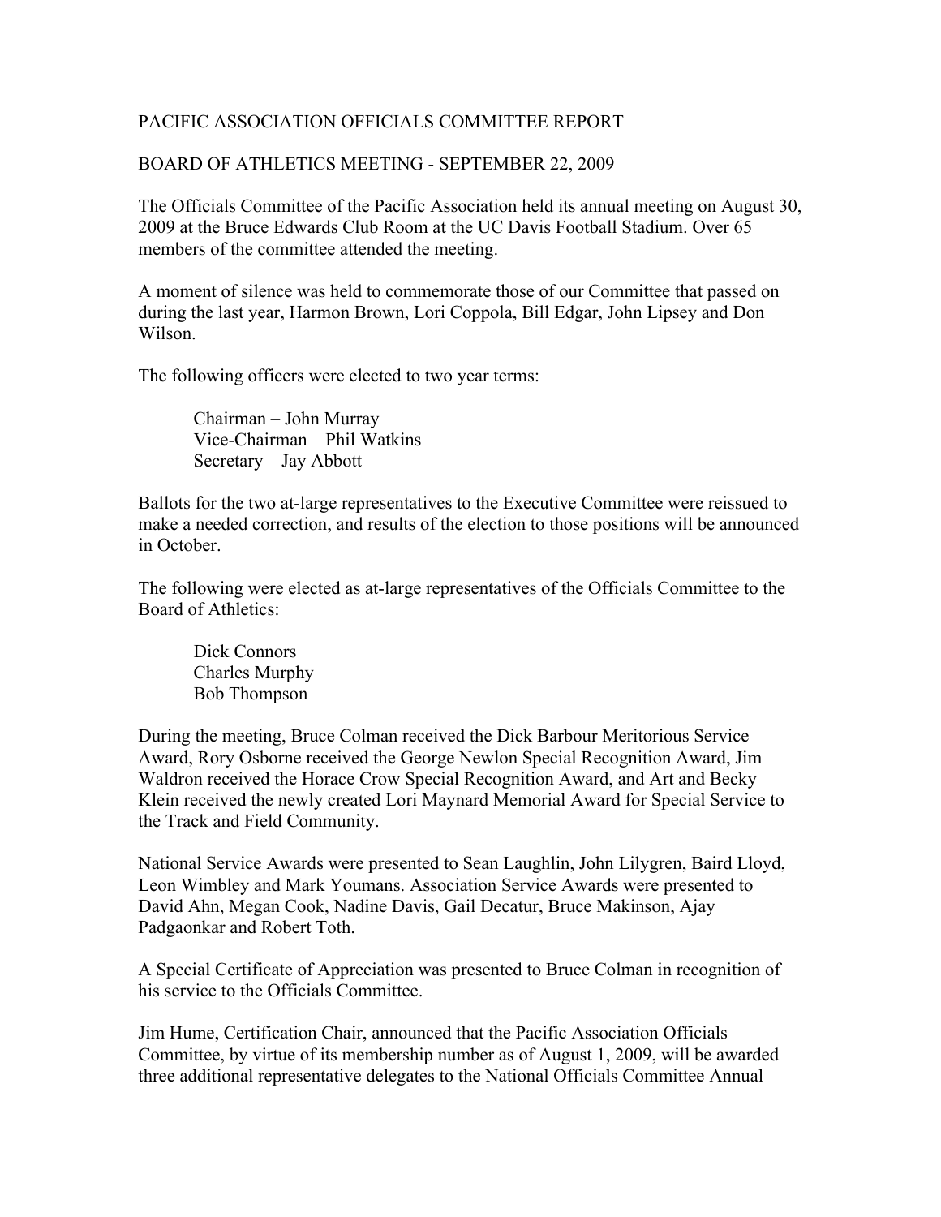# PACIFIC ASSOCIATION OFFICIALS COMMITTEE REPORT

## BOARD OF ATHLETICS MEETING - SEPTEMBER 22, 2009

The Officials Committee of the Pacific Association held its annual meeting on August 30, 2009 at the Bruce Edwards Club Room at the UC Davis Football Stadium. Over 65 members of the committee attended the meeting.

A moment of silence was held to commemorate those of our Committee that passed on during the last year, Harmon Brown, Lori Coppola, Bill Edgar, John Lipsey and Don Wilson.

The following officers were elected to two year terms:

> Chairman – John Murray
> Vice-Chairman – Phil Watkins
> Secretary – Jay Abbott

Ballots for the two at-large representatives to the Executive Committee were reissued to make a needed correction, and results of the election to those positions will be announced in October.

The following were elected as at-large representatives of the Officials Committee to the Board of Athletics:

> Dick Connors
> Charles Murphy
> Bob Thompson

During the meeting, Bruce Colman received the Dick Barbour Meritorious Service Award, Rory Osborne received the George Newlon Special Recognition Award, Jim Waldron received the Horace Crow Special Recognition Award, and Art and Becky Klein received the newly created Lori Maynard Memorial Award for Special Service to the Track and Field Community.

National Service Awards were presented to Sean Laughlin, John Lilygren, Baird Lloyd, Leon Wimbley and Mark Youmans. Association Service Awards were presented to David Ahn, Megan Cook, Nadine Davis, Gail Decatur, Bruce Makinson, Ajay Padgaonkar and Robert Toth.

A Special Certificate of Appreciation was presented to Bruce Colman in recognition of his service to the Officials Committee.

Jim Hume, Certification Chair, announced that the Pacific Association Officials Committee, by virtue of its membership number as of August 1, 2009, will be awarded three additional representative delegates to the National Officials Committee Annual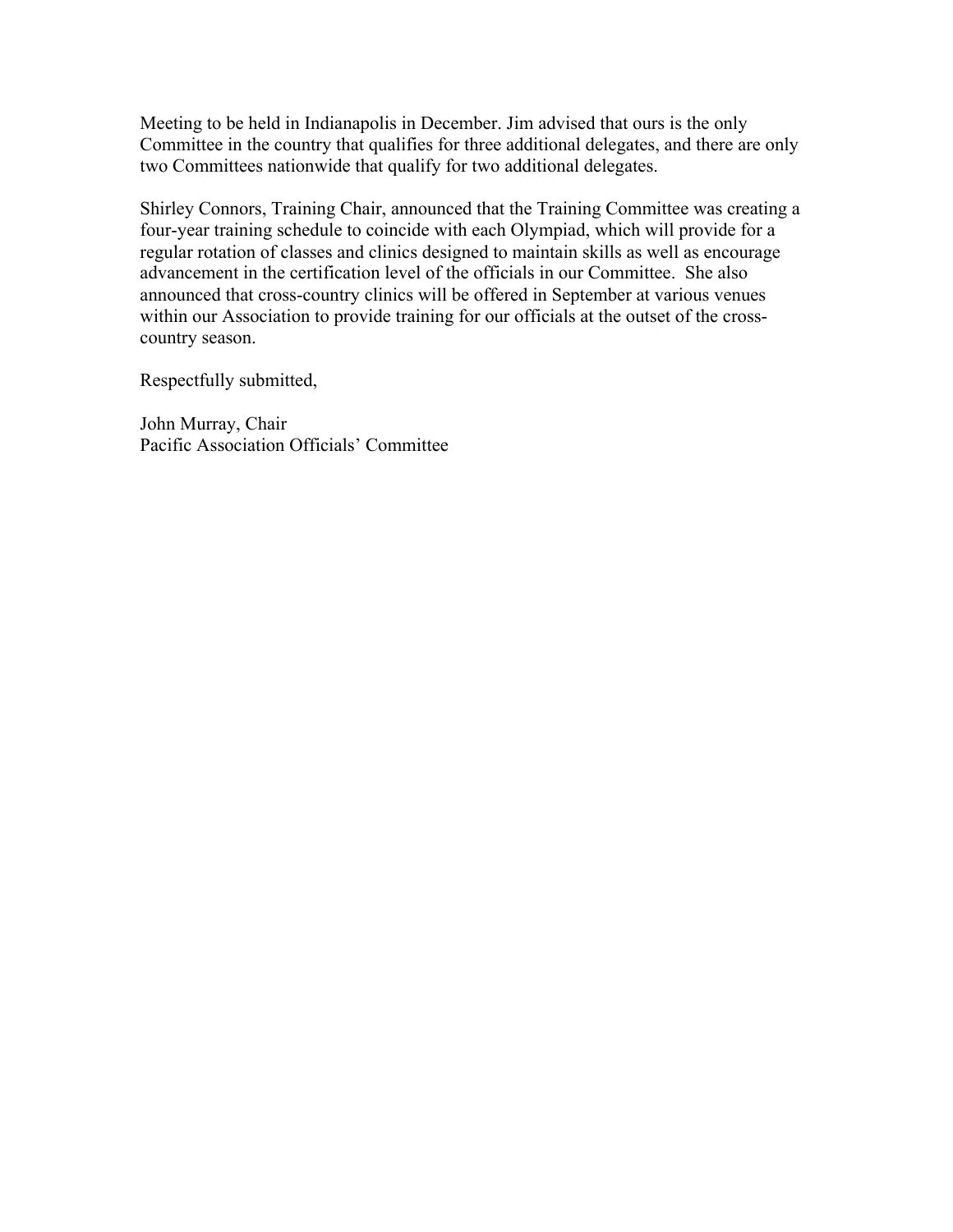Meeting to be held in Indianapolis in December. Jim advised that ours is the only Committee in the country that qualifies for three additional delegates, and there are only two Committees nationwide that qualify for two additional delegates.

Shirley Connors, Training Chair, announced that the Training Committee was creating a four-year training schedule to coincide with each Olympiad, which will provide for a regular rotation of classes and clinics designed to maintain skills as well as encourage advancement in the certification level of the officials in our Committee. She also announced that cross-country clinics will be offered in September at various venues within our Association to provide training for our officials at the outset of the cross-country season.

Respectfully submitted,

John Murray, Chair
Pacific Association Officials' Committee